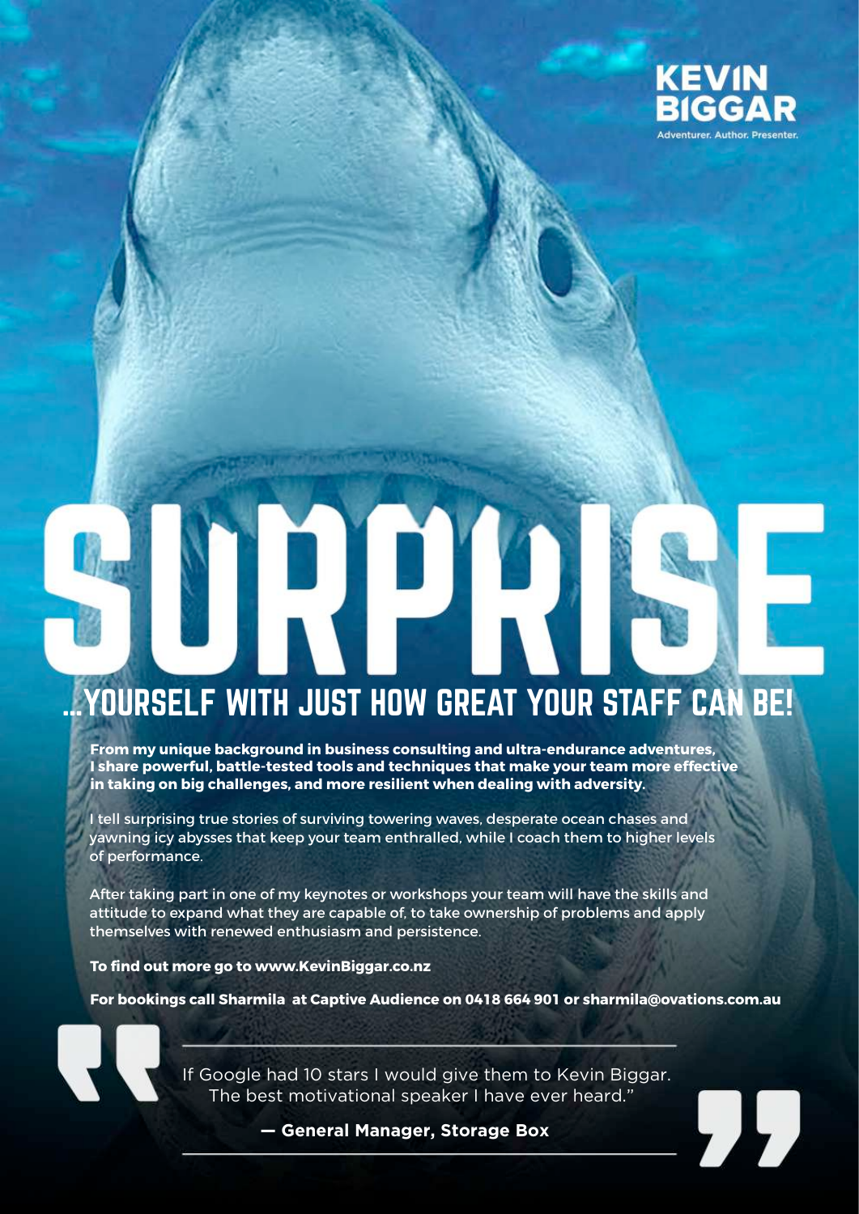**KEVIN BIGGAR**
Adventurer. Author. Presenter.

# SURPRISE

## ...YOURSELF WITH JUST HOW GREAT YOUR STAFF CAN BE!

**From my unique background in business consulting and ultra-endurance adventures, I share powerful, battle-tested tools and techniques that make your team more effective in taking on big challenges, and more resilient when dealing with adversity.**

I tell surprising true stories of surviving towering waves, desperate ocean chases and yawning icy abysses that keep your team enthralled, while I coach them to higher levels of performance.

After taking part in one of my keynotes or workshops your team will have the skills and attitude to expand what they are capable of, to take ownership of problems and apply themselves with renewed enthusiasm and persistence.

**To find out more go to www.KevinBiggar.co.nz**

**For bookings call Sharmila at Captive Audience on 0418 664 901 or sharmila@ovations.com.au**

> If Google had 10 stars I would give them to Kevin Biggar. The best motivational speaker I have ever heard."
>
> **— General Manager, Storage Box**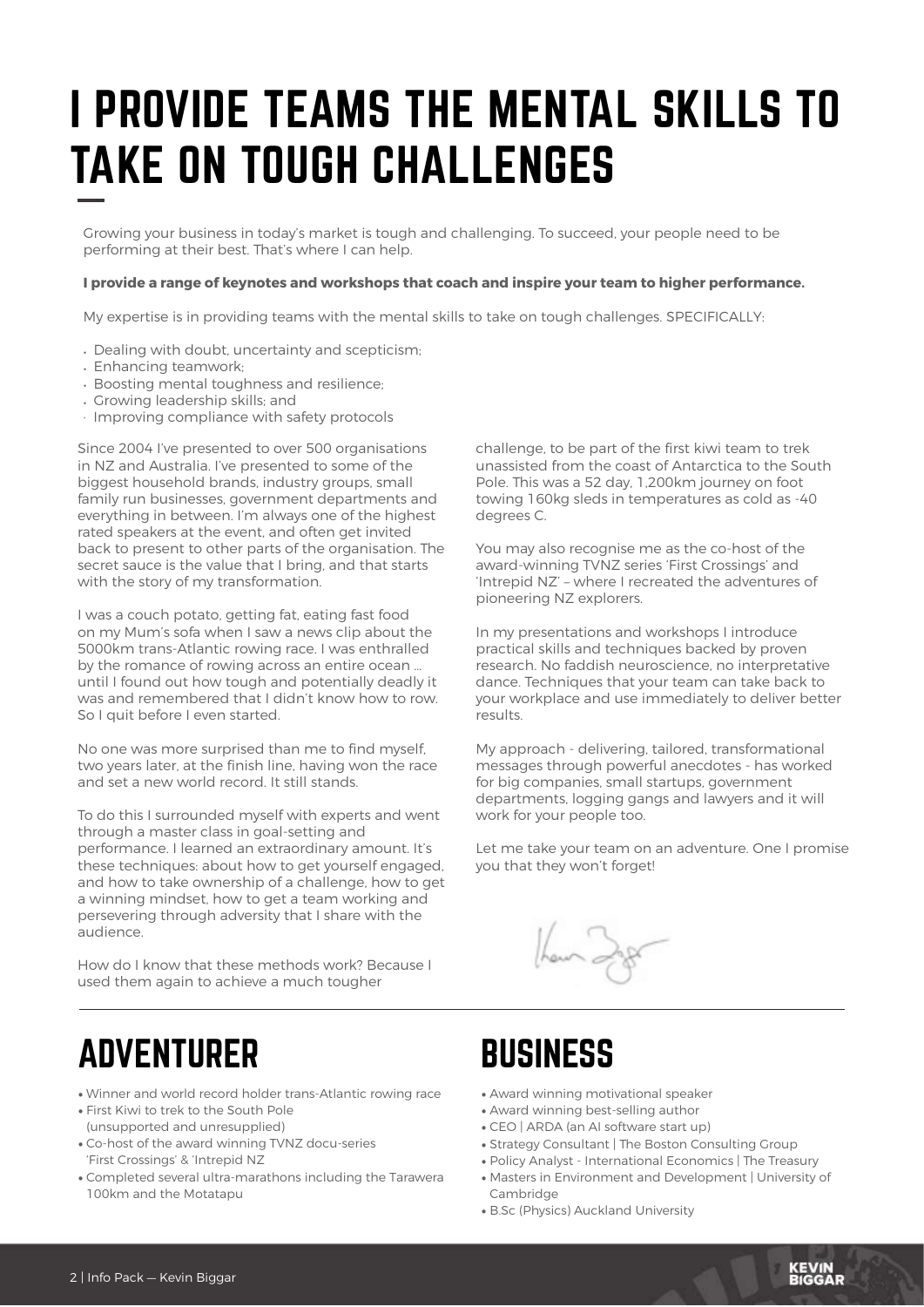# I PROVIDE TEAMS THE MENTAL SKILLS TO TAKE ON TOUGH CHALLENGES

Growing your business in today's market is tough and challenging. To succeed, your people need to be performing at their best. That's where I can help.

**I provide a range of keynotes and workshops that coach and inspire your team to higher performance.**

My expertise is in providing teams with the mental skills to take on tough challenges. SPECIFICALLY:

- Dealing with doubt, uncertainty and scepticism;
- Enhancing teamwork;
- Boosting mental toughness and resilience;
- Growing leadership skills; and
- Improving compliance with safety protocols

Since 2004 I've presented to over 500 organisations in NZ and Australia. I've presented to some of the biggest household brands, industry groups, small family run businesses, government departments and everything in between. I'm always one of the highest rated speakers at the event, and often get invited back to present to other parts of the organisation. The secret sauce is the value that I bring, and that starts with the story of my transformation.

I was a couch potato, getting fat, eating fast food on my Mum's sofa when I saw a news clip about the 5000km trans-Atlantic rowing race. I was enthralled by the romance of rowing across an entire ocean ... until I found out how tough and potentially deadly it was and remembered that I didn't know how to row. So I quit before I even started.

No one was more surprised than me to find myself, two years later, at the finish line, having won the race and set a new world record. It still stands.

To do this I surrounded myself with experts and went through a master class in goal-setting and performance. I learned an extraordinary amount. It's these techniques: about how to get yourself engaged, and how to take ownership of a challenge, how to get a winning mindset, how to get a team working and persevering through adversity that I share with the audience.

How do I know that these methods work? Because I used them again to achieve a much tougher challenge, to be part of the first kiwi team to trek unassisted from the coast of Antarctica to the South Pole. This was a 52 day, 1,200km journey on foot towing 160kg sleds in temperatures as cold as -40 degrees C.

You may also recognise me as the co-host of the award-winning TVNZ series 'First Crossings' and 'Intrepid NZ' – where I recreated the adventures of pioneering NZ explorers.

In my presentations and workshops I introduce practical skills and techniques backed by proven research. No faddish neuroscience, no interpretative dance. Techniques that your team can take back to your workplace and use immediately to deliver better results.

My approach - delivering, tailored, transformational messages through powerful anecdotes - has worked for big companies, small startups, government departments, logging gangs and lawyers and it will work for your people too.

Let me take your team on an adventure. One I promise you that they won't forget!

## ADVENTURER

- Winner and world record holder trans-Atlantic rowing race
- First Kiwi to trek to the South Pole (unsupported and unresupplied)
- Co-host of the award winning TVNZ docu-series 'First Crossings' & 'Intrepid NZ
- Completed several ultra-marathons including the Tarawera 100km and the Motatapu

## BUSINESS

- Award winning motivational speaker
- Award winning best-selling author
- CEO | ARDA (an AI software start up)
- Strategy Consultant | The Boston Consulting Group
- Policy Analyst - International Economics | The Treasury
- Masters in Environment and Development | University of Cambridge
- B.Sc (Physics) Auckland University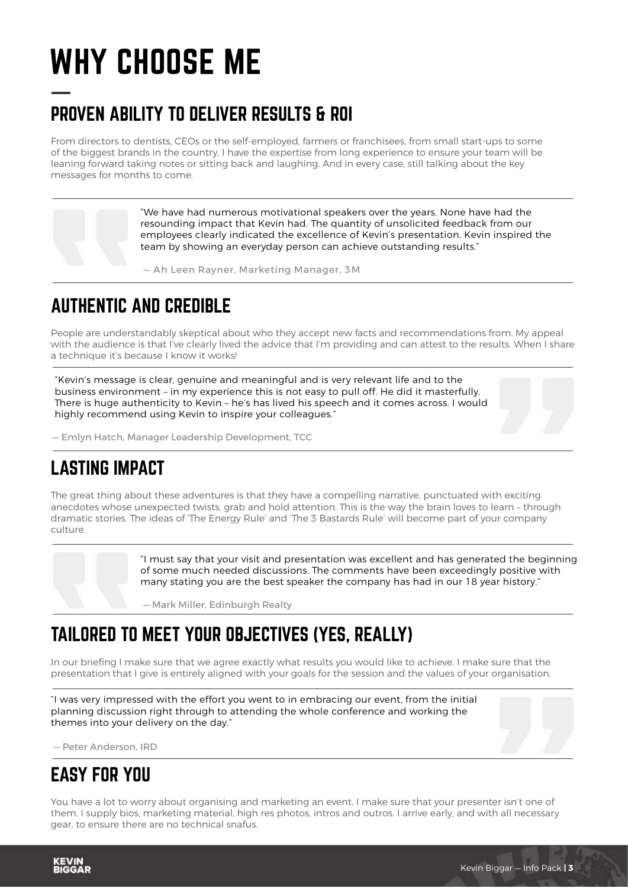# WHY CHOOSE ME

## PROVEN ABILITY TO DELIVER RESULTS & ROI

From directors to dentists, CEOs or the self-employed, farmers or franchisees, from small start-ups to some of the biggest brands in the country, I have the expertise from long experience to ensure your team will be leaning forward taking notes or sitting back and laughing. And in every case, still talking about the key messages for months to come.

"We have had numerous motivational speakers over the years. None have had the resounding impact that Kevin had. The quantity of unsolicited feedback from our employees clearly indicated the excellence of Kevin's presentation. Kevin inspired the team by showing an everyday person can achieve outstanding results."

— Ah Leen Rayner, Marketing Manager, 3M

## AUTHENTIC AND CREDIBLE

People are understandably skeptical about who they accept new facts and recommendations from. My appeal with the audience is that I've clearly lived the advice that I'm providing and can attest to the results. When I share a technique it's because I know it works!

"Kevin's message is clear, genuine and meaningful and is very relevant life and to the business environment – in my experience this is not easy to pull off. He did it masterfully. There is huge authenticity to Kevin – he's has lived his speech and it comes across. I would highly recommend using Kevin to inspire your colleagues."

— Emlyn Hatch, Manager Leadership Development, TCC

## LASTING IMPACT

The great thing about these adventures is that they have a compelling narrative, punctuated with exciting anecdotes whose unexpected twists, grab and hold attention. This is the way the brain loves to learn – through dramatic stories. The ideas of 'The Energy Rule' and 'The 3 Bastards Rule' will become part of your company culture.

"I must say that your visit and presentation was excellent and has generated the beginning of some much needed discussions. The comments have been exceedingly positive with many stating you are the best speaker the company has had in our 18 year history."

— Mark Miller, Edinburgh Realty

## TAILORED TO MEET YOUR OBJECTIVES (YES, REALLY)

In our briefing I make sure that we agree exactly what results you would like to achieve. I make sure that the presentation that I give is entirely aligned with your goals for the session and the values of your organisation.

"I was very impressed with the effort you went to in embracing our event, from the initial planning discussion right through to attending the whole conference and working the themes into your delivery on the day."

— Peter Anderson, IRD

## EASY FOR YOU

You have a lot to worry about organising and marketing an event. I make sure that your presenter isn't one of them. I supply bios, marketing material, high res photos, intros and outros. I arrive early, and with all necessary gear, to ensure there are no technical snafus.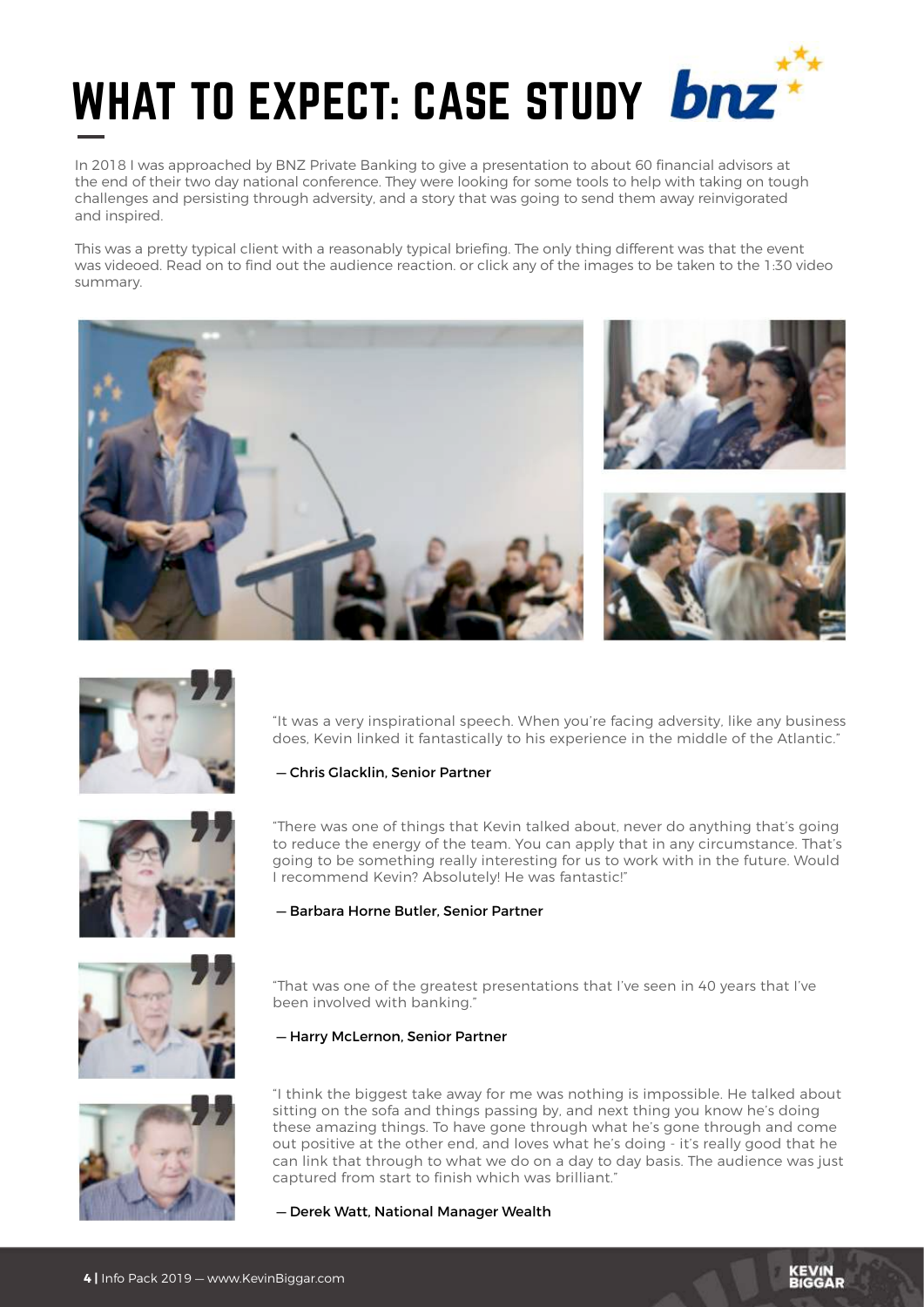# WHAT TO EXPECT: CASE STUDY

In 2018 I was approached by BNZ Private Banking to give a presentation to about 60 financial advisors at the end of their two day national conference. They were looking for some tools to help with taking on tough challenges and persisting through adversity, and a story that was going to send them away reinvigorated and inspired.

This was a pretty typical client with a reasonably typical briefing. The only thing different was that the event was videoed. Read on to find out the audience reaction. or click any of the images to be taken to the 1:30 video summary.

"It was a very inspirational speech. When you're facing adversity, like any business does, Kevin linked it fantastically to his experience in the middle of the Atlantic."

— Chris Glacklin, Senior Partner

"There was one of things that Kevin talked about, never do anything that's going to reduce the energy of the team. You can apply that in any circumstance. That's going to be something really interesting for us to work with in the future. Would I recommend Kevin? Absolutely! He was fantastic!"

— Barbara Horne Butler, Senior Partner

"That was one of the greatest presentations that I've seen in 40 years that I've been involved with banking."

— Harry McLernon, Senior Partner

"I think the biggest take away for me was nothing is impossible. He talked about sitting on the sofa and things passing by, and next thing you know he's doing these amazing things. To have gone through what he's gone through and come out positive at the other end, and loves what he's doing - it's really good that he can link that through to what we do on a day to day basis. The audience was just captured from start to finish which was brilliant."

— Derek Watt, National Manager Wealth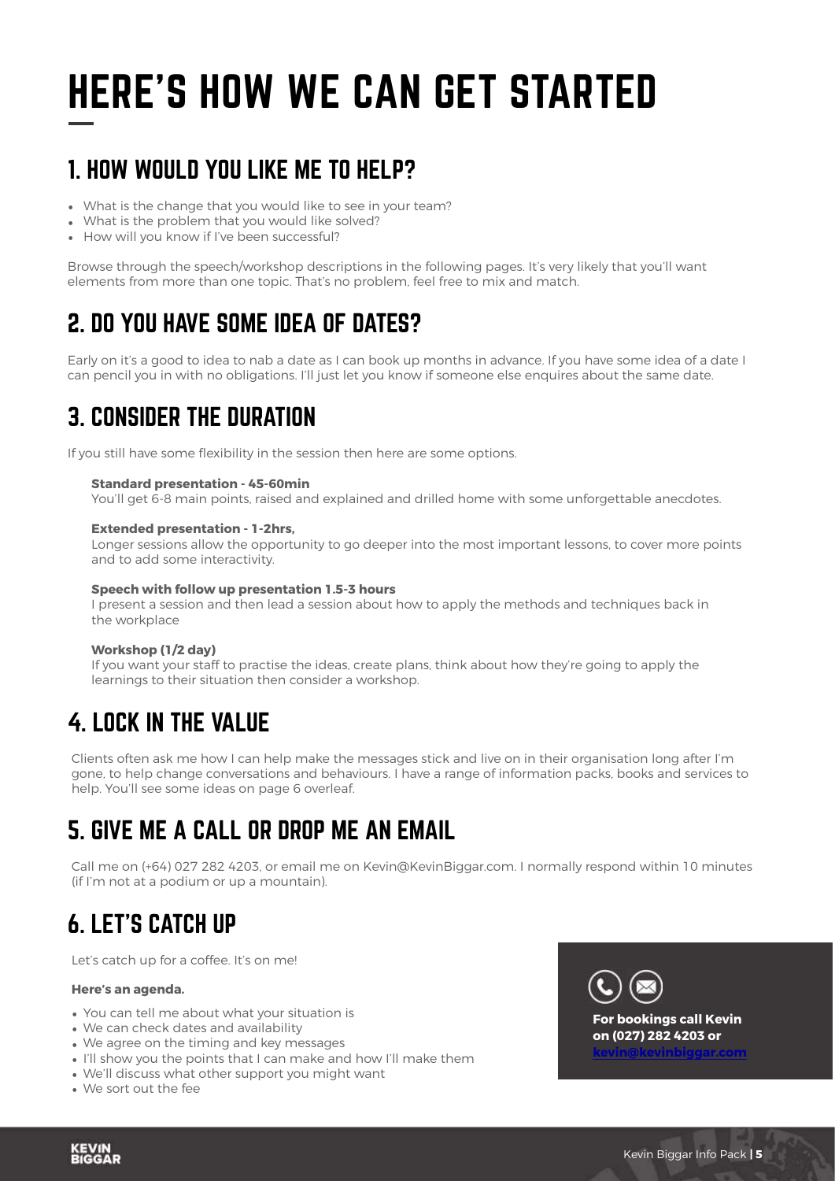# HERE'S HOW WE CAN GET STARTED

## 1. HOW WOULD YOU LIKE ME TO HELP?

- What is the change that you would like to see in your team?
- What is the problem that you would like solved?
- How will you know if I've been successful?

Browse through the speech/workshop descriptions in the following pages. It's very likely that you'll want elements from more than one topic. That's no problem, feel free to mix and match.

## 2. DO YOU HAVE SOME IDEA OF DATES?

Early on it's a good to idea to nab a date as I can book up months in advance. If you have some idea of a date I can pencil you in with no obligations. I'll just let you know if someone else enquires about the same date.

## 3. CONSIDER THE DURATION

If you still have some flexibility in the session then here are some options.

**Standard presentation - 45-60min**
You'll get 6-8 main points, raised and explained and drilled home with some unforgettable anecdotes.

**Extended presentation - 1-2hrs,**
Longer sessions allow the opportunity to go deeper into the most important lessons, to cover more points and to add some interactivity.

**Speech with follow up presentation 1.5-3 hours**
I present a session and then lead a session about how to apply the methods and techniques back in the workplace

**Workshop (1/2 day)**
If you want your staff to practise the ideas, create plans, think about how they're going to apply the learnings to their situation then consider a workshop.

## 4. LOCK IN THE VALUE

Clients often ask me how I can help make the messages stick and live on in their organisation long after I'm gone, to help change conversations and behaviours. I have a range of information packs, books and services to help. You'll see some ideas on page 6 overleaf.

## 5. GIVE ME A CALL OR DROP ME AN EMAIL

Call me on (+64) 027 282 4203, or email me on Kevin@KevinBiggar.com. I normally respond within 10 minutes (if I'm not at a podium or up a mountain).

## 6. LET'S CATCH UP

Let's catch up for a coffee. It's on me!

**Here's an agenda.**

- You can tell me about what your situation is
- We can check dates and availability
- We agree on the timing and key messages
- I'll show you the points that I can make and how I'll make them
- We'll discuss what other support you might want
- We sort out the fee

**For bookings call Kevin on (027) 282 4203 or kevin@kevinbiggar.com**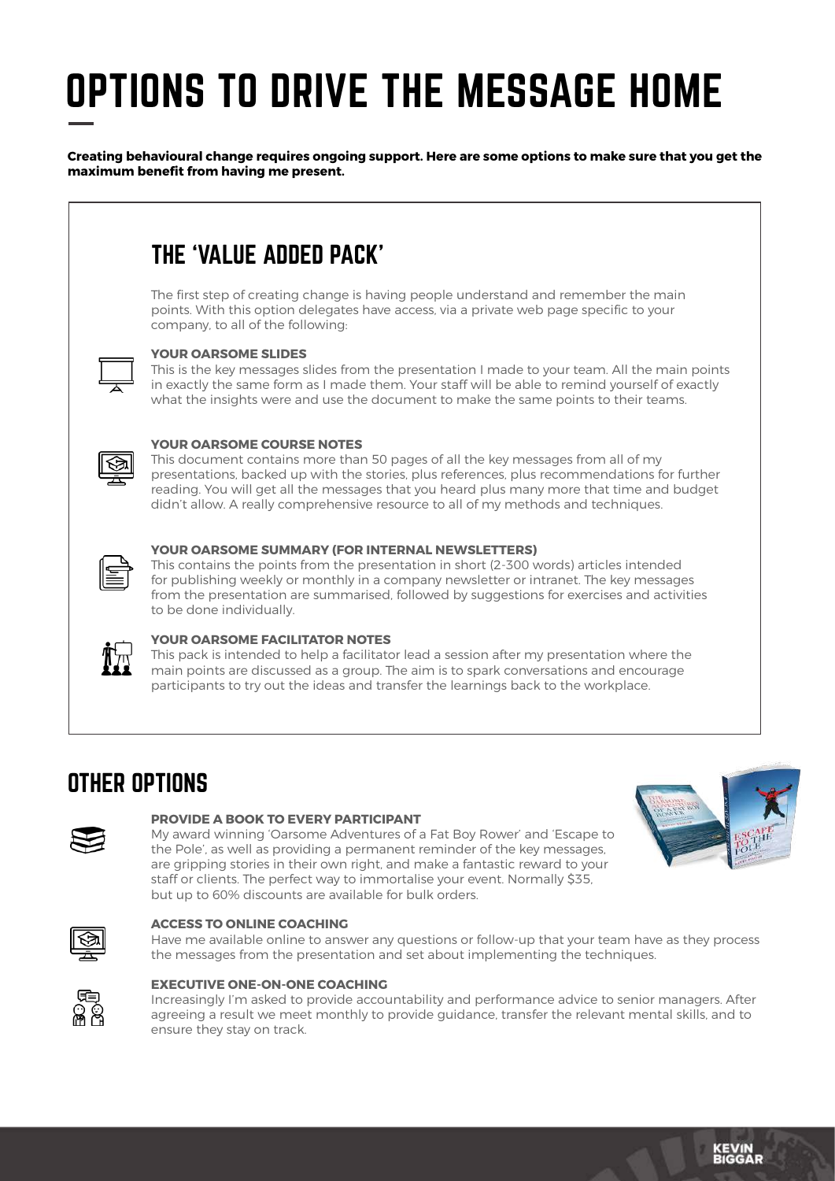# OPTIONS TO DRIVE THE MESSAGE HOME

**Creating behavioural change requires ongoing support. Here are some options to make sure that you get the maximum benefit from having me present.**

## THE 'VALUE ADDED PACK'

The first step of creating change is having people understand and remember the main points. With this option delegates have access, via a private web page specific to your company, to all of the following:

**YOUR OARSOME SLIDES**

This is the key messages slides from the presentation I made to your team. All the main points in exactly the same form as I made them. Your staff will be able to remind yourself of exactly what the insights were and use the document to make the same points to their teams.

**YOUR OARSOME COURSE NOTES**

This document contains more than 50 pages of all the key messages from all of my presentations, backed up with the stories, plus references, plus recommendations for further reading. You will get all the messages that you heard plus many more that time and budget didn't allow. A really comprehensive resource to all of my methods and techniques.

**YOUR OARSOME SUMMARY (FOR INTERNAL NEWSLETTERS)**

This contains the points from the presentation in short (2-300 words) articles intended for publishing weekly or monthly in a company newsletter or intranet. The key messages from the presentation are summarised, followed by suggestions for exercises and activities to be done individually.

**YOUR OARSOME FACILITATOR NOTES**

This pack is intended to help a facilitator lead a session after my presentation where the main points are discussed as a group. The aim is to spark conversations and encourage participants to try out the ideas and transfer the learnings back to the workplace.

## OTHER OPTIONS

**PROVIDE A BOOK TO EVERY PARTICIPANT**

My award winning 'Oarsome Adventures of a Fat Boy Rower' and 'Escape to the Pole', as well as providing a permanent reminder of the key messages, are gripping stories in their own right, and make a fantastic reward to your staff or clients. The perfect way to immortalise your event. Normally $35, but up to 60% discounts are available for bulk orders.

**ACCESS TO ONLINE COACHING**

Have me available online to answer any questions or follow-up that your team have as they process the messages from the presentation and set about implementing the techniques.

**EXECUTIVE ONE-ON-ONE COACHING**

Increasingly I'm asked to provide accountability and performance advice to senior managers. After agreeing a result we meet monthly to provide guidance, transfer the relevant mental skills, and to ensure they stay on track.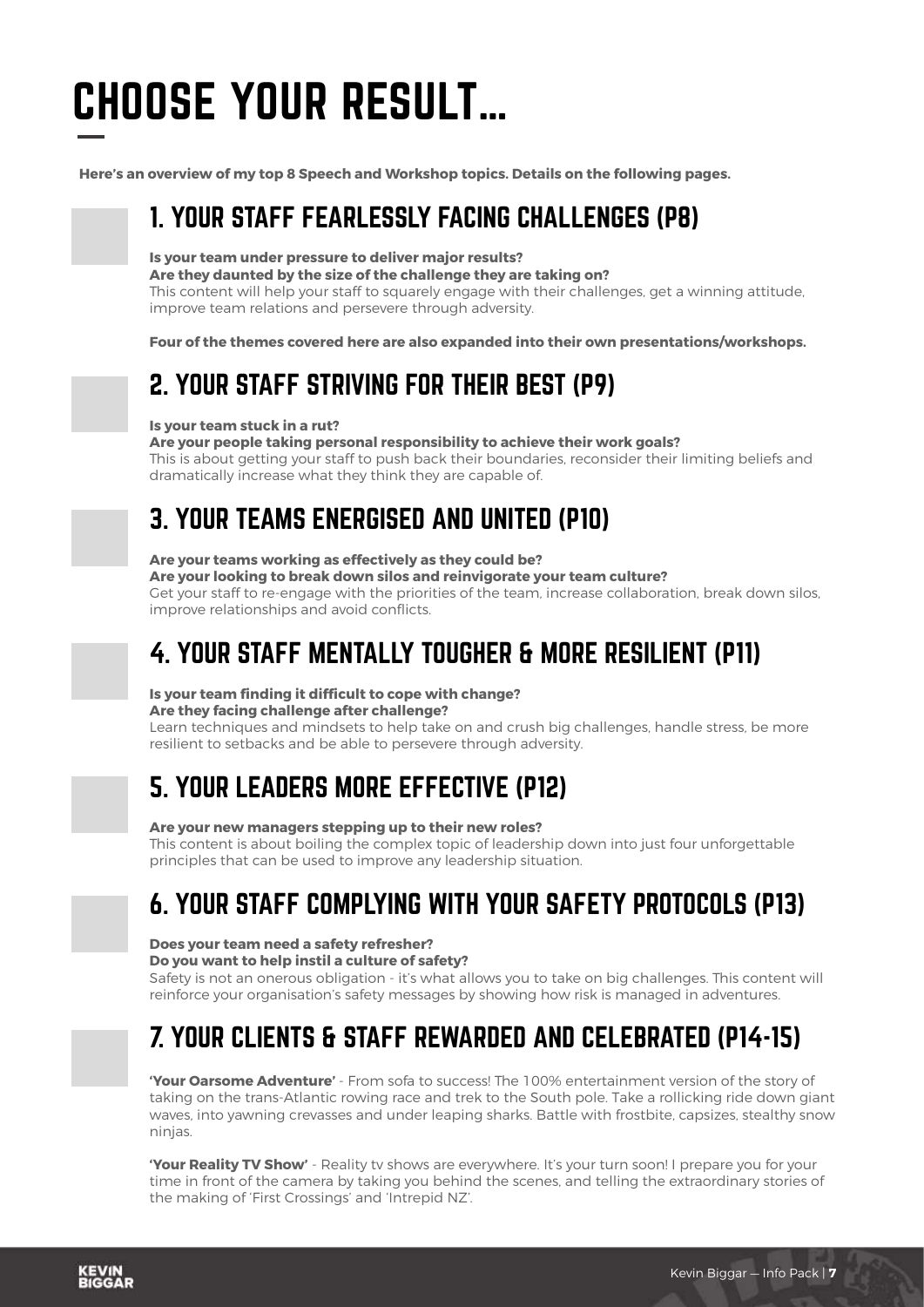# CHOOSE YOUR RESULT...

**Here's an overview of my top 8 Speech and Workshop topics. Details on the following pages.**

## 1. YOUR STAFF FEARLESSLY FACING CHALLENGES (P8)

**Is your team under pressure to deliver major results?**
**Are they daunted by the size of the challenge they are taking on?**
This content will help your staff to squarely engage with their challenges, get a winning attitude, improve team relations and persevere through adversity.

**Four of the themes covered here are also expanded into their own presentations/workshops.**

## 2. YOUR STAFF STRIVING FOR THEIR BEST (P9)

**Is your team stuck in a rut?**
**Are your people taking personal responsibility to achieve their work goals?**
This is about getting your staff to push back their boundaries, reconsider their limiting beliefs and dramatically increase what they think they are capable of.

## 3. YOUR TEAMS ENERGISED AND UNITED (P10)

**Are your teams working as effectively as they could be?**
**Are your looking to break down silos and reinvigorate your team culture?**
Get your staff to re-engage with the priorities of the team, increase collaboration, break down silos, improve relationships and avoid conflicts.

## 4. YOUR STAFF MENTALLY TOUGHER & MORE RESILIENT (P11)

**Is your team finding it difficult to cope with change?**
**Are they facing challenge after challenge?**
Learn techniques and mindsets to help take on and crush big challenges, handle stress, be more resilient to setbacks and be able to persevere through adversity.

## 5. YOUR LEADERS MORE EFFECTIVE (P12)

**Are your new managers stepping up to their new roles?**
This content is about boiling the complex topic of leadership down into just four unforgettable principles that can be used to improve any leadership situation.

## 6. YOUR STAFF COMPLYING WITH YOUR SAFETY PROTOCOLS (P13)

**Does your team need a safety refresher?**
**Do you want to help instil a culture of safety?**
Safety is not an onerous obligation - it's what allows you to take on big challenges. This content will reinforce your organisation's safety messages by showing how risk is managed in adventures.

## 7. YOUR CLIENTS & STAFF REWARDED AND CELEBRATED (P14-15)

**'Your Oarsome Adventure'** - From sofa to success! The 100% entertainment version of the story of taking on the trans-Atlantic rowing race and trek to the South pole. Take a rollicking ride down giant waves, into yawning crevasses and under leaping sharks. Battle with frostbite, capsizes, stealthy snow ninjas.

**'Your Reality TV Show'** - Reality tv shows are everywhere. It's your turn soon! I prepare you for your time in front of the camera by taking you behind the scenes, and telling the extraordinary stories of the making of 'First Crossings' and 'Intrepid NZ'.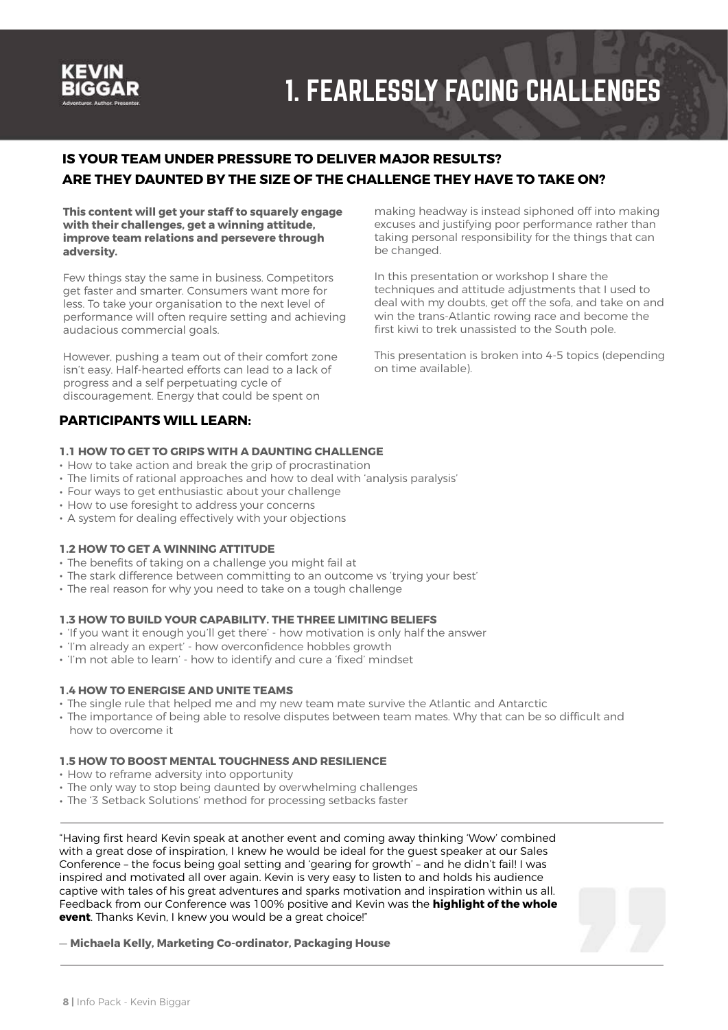# 1. FEARLESSLY FACING CHALLENGES

## IS YOUR TEAM UNDER PRESSURE TO DELIVER MAJOR RESULTS? ARE THEY DAUNTED BY THE SIZE OF THE CHALLENGE THEY HAVE TO TAKE ON?

**This content will get your staff to squarely engage with their challenges, get a winning attitude, improve team relations and persevere through adversity.**

Few things stay the same in business. Competitors get faster and smarter. Consumers want more for less. To take your organisation to the next level of performance will often require setting and achieving audacious commercial goals.

However, pushing a team out of their comfort zone isn't easy. Half-hearted efforts can lead to a lack of progress and a self perpetuating cycle of discouragement. Energy that could be spent on making headway is instead siphoned off into making excuses and justifying poor performance rather than taking personal responsibility for the things that can be changed.

In this presentation or workshop I share the techniques and attitude adjustments that I used to deal with my doubts, get off the sofa, and take on and win the trans-Atlantic rowing race and become the first kiwi to trek unassisted to the South pole.

This presentation is broken into 4-5 topics (depending on time available).

## PARTICIPANTS WILL LEARN:

### 1.1 HOW TO GET TO GRIPS WITH A DAUNTING CHALLENGE

- How to take action and break the grip of procrastination
- The limits of rational approaches and how to deal with 'analysis paralysis'
- Four ways to get enthusiastic about your challenge
- How to use foresight to address your concerns
- A system for dealing effectively with your objections

### 1.2 HOW TO GET A WINNING ATTITUDE

- The benefits of taking on a challenge you might fail at
- The stark difference between committing to an outcome vs 'trying your best'
- The real reason for why you need to take on a tough challenge

### 1.3 HOW TO BUILD YOUR CAPABILITY. THE THREE LIMITING BELIEFS

- 'If you want it enough you'll get there' - how motivation is only half the answer
- 'I'm already an expert' - how overconfidence hobbles growth
- 'I'm not able to learn' - how to identify and cure a 'fixed' mindset

### 1.4 HOW TO ENERGISE AND UNITE TEAMS

- The single rule that helped me and my new team mate survive the Atlantic and Antarctic
- The importance of being able to resolve disputes between team mates. Why that can be so difficult and how to overcome it

### 1.5 HOW TO BOOST MENTAL TOUGHNESS AND RESILIENCE

- How to reframe adversity into opportunity
- The only way to stop being daunted by overwhelming challenges
- The '3 Setback Solutions' method for processing setbacks faster

---

"Having first heard Kevin speak at another event and coming away thinking 'Wow' combined with a great dose of inspiration, I knew he would be ideal for the guest speaker at our Sales Conference – the focus being goal setting and 'gearing for growth' – and he didn't fail! I was inspired and motivated all over again. Kevin is very easy to listen to and holds his audience captive with tales of his great adventures and sparks motivation and inspiration within us all. Feedback from our Conference was 100% positive and Kevin was the **highlight of the whole event**. Thanks Kevin, I knew you would be a great choice!"

— **Michaela Kelly, Marketing Co-ordinator, Packaging House**

---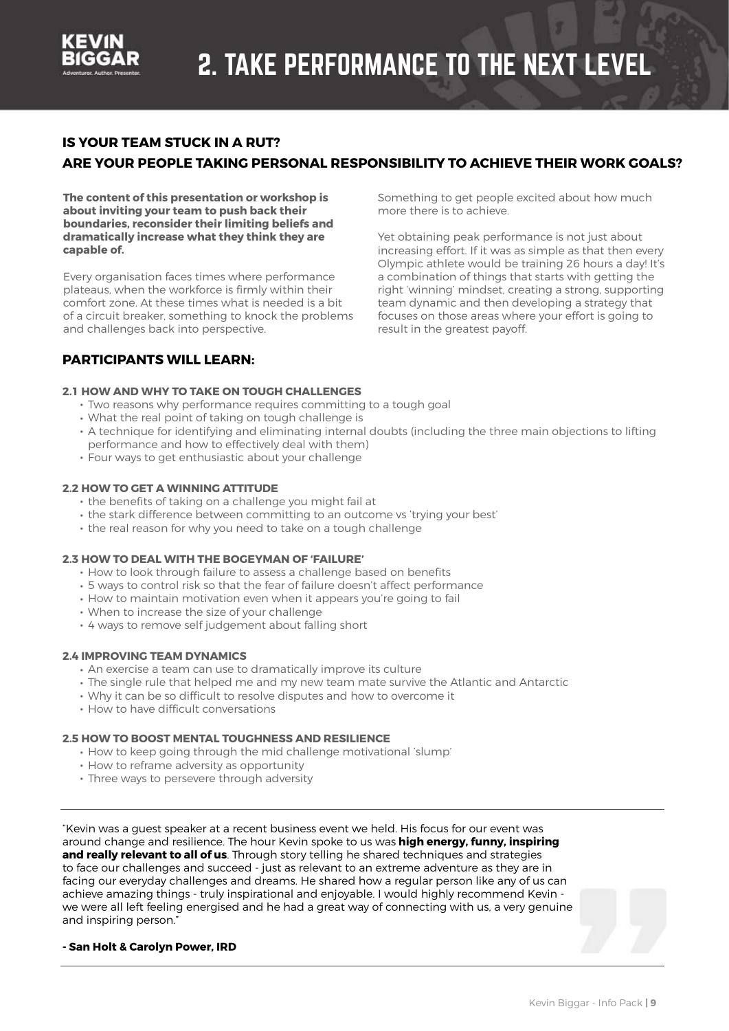# 2. TAKE PERFORMANCE TO THE NEXT LEVEL

## IS YOUR TEAM STUCK IN A RUT?
## ARE YOUR PEOPLE TAKING PERSONAL RESPONSIBILITY TO ACHIEVE THEIR WORK GOALS?

**The content of this presentation or workshop is about inviting your team to push back their boundaries, reconsider their limiting beliefs and dramatically increase what they think they are capable of.**

Every organisation faces times where performance plateaus, when the workforce is firmly within their comfort zone. At these times what is needed is a bit of a circuit breaker, something to knock the problems and challenges back into perspective.

Something to get people excited about how much more there is to achieve.

Yet obtaining peak performance is not just about increasing effort. If it was as simple as that then every Olympic athlete would be training 26 hours a day! It's a combination of things that starts with getting the right 'winning' mindset, creating a strong, supporting team dynamic and then developing a strategy that focuses on those areas where your effort is going to result in the greatest payoff.

## PARTICIPANTS WILL LEARN:

### 2.1 HOW AND WHY TO TAKE ON TOUGH CHALLENGES

- Two reasons why performance requires committing to a tough goal
- What the real point of taking on tough challenge is
- A technique for identifying and eliminating internal doubts (including the three main objections to lifting performance and how to effectively deal with them)
- Four ways to get enthusiastic about your challenge

### 2.2 HOW TO GET A WINNING ATTITUDE

- the benefits of taking on a challenge you might fail at
- the stark difference between committing to an outcome vs 'trying your best'
- the real reason for why you need to take on a tough challenge

### 2.3 HOW TO DEAL WITH THE BOGEYMAN OF 'FAILURE'

- How to look through failure to assess a challenge based on benefits
- 5 ways to control risk so that the fear of failure doesn't affect performance
- How to maintain motivation even when it appears you're going to fail
- When to increase the size of your challenge
- 4 ways to remove self judgement about falling short

### 2.4 IMPROVING TEAM DYNAMICS

- An exercise a team can use to dramatically improve its culture
- The single rule that helped me and my new team mate survive the Atlantic and Antarctic
- Why it can be so difficult to resolve disputes and how to overcome it
- How to have difficult conversations

### 2.5 HOW TO BOOST MENTAL TOUGHNESS AND RESILIENCE

- How to keep going through the mid challenge motivational 'slump'
- How to reframe adversity as opportunity
- Three ways to persevere through adversity

---

"Kevin was a guest speaker at a recent business event we held. His focus for our event was around change and resilience. The hour Kevin spoke to us was **high energy, funny, inspiring and really relevant to all of us**. Through story telling he shared techniques and strategies to face our challenges and succeed - just as relevant to an extreme adventure as they are in facing our everyday challenges and dreams. He shared how a regular person like any of us can achieve amazing things - truly inspirational and enjoyable. I would highly recommend Kevin - we were all left feeling energised and he had a great way of connecting with us, a very genuine and inspiring person."

**- San Holt & Carolyn Power, IRD**

---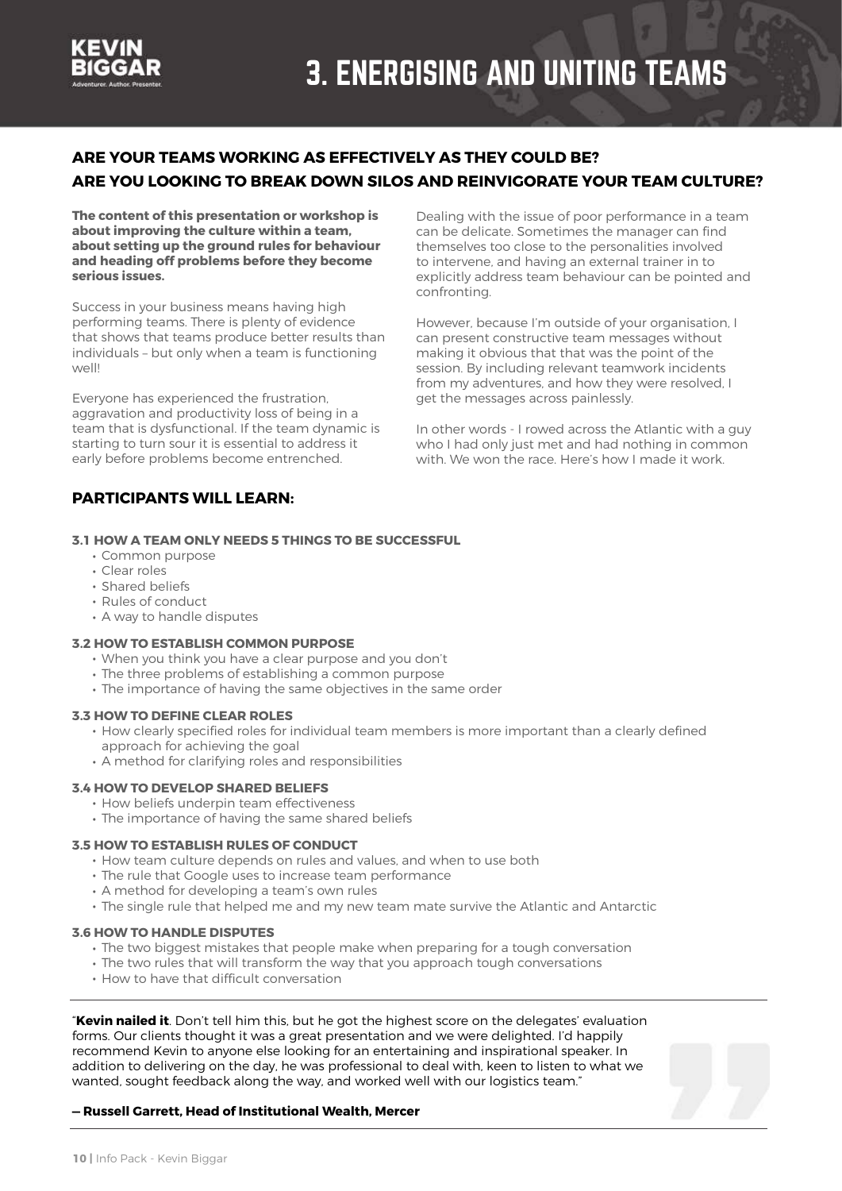# 3. ENERGISING AND UNITING TEAMS

## ARE YOUR TEAMS WORKING AS EFFECTIVELY AS THEY COULD BE?
## ARE YOU LOOKING TO BREAK DOWN SILOS AND REINVIGORATE YOUR TEAM CULTURE?

**The content of this presentation or workshop is about improving the culture within a team, about setting up the ground rules for behaviour and heading off problems before they become serious issues.**

Success in your business means having high performing teams. There is plenty of evidence that shows that teams produce better results than individuals – but only when a team is functioning well!

Everyone has experienced the frustration, aggravation and productivity loss of being in a team that is dysfunctional. If the team dynamic is starting to turn sour it is essential to address it early before problems become entrenched.

Dealing with the issue of poor performance in a team can be delicate. Sometimes the manager can find themselves too close to the personalities involved to intervene, and having an external trainer in to explicitly address team behaviour can be pointed and confronting.

However, because I'm outside of your organisation, I can present constructive team messages without making it obvious that that was the point of the session. By including relevant teamwork incidents from my adventures, and how they were resolved, I get the messages across painlessly.

In other words - I rowed across the Atlantic with a guy who I had only just met and had nothing in common with. We won the race. Here's how I made it work.

## PARTICIPANTS WILL LEARN:

### 3.1 HOW A TEAM ONLY NEEDS 5 THINGS TO BE SUCCESSFUL

- Common purpose
- Clear roles
- Shared beliefs
- Rules of conduct
- A way to handle disputes

### 3.2 HOW TO ESTABLISH COMMON PURPOSE

- When you think you have a clear purpose and you don't
- The three problems of establishing a common purpose
- The importance of having the same objectives in the same order

### 3.3 HOW TO DEFINE CLEAR ROLES

- How clearly specified roles for individual team members is more important than a clearly defined approach for achieving the goal
- A method for clarifying roles and responsibilities

### 3.4 HOW TO DEVELOP SHARED BELIEFS

- How beliefs underpin team effectiveness
- The importance of having the same shared beliefs

### 3.5 HOW TO ESTABLISH RULES OF CONDUCT

- How team culture depends on rules and values, and when to use both
- The rule that Google uses to increase team performance
- A method for developing a team's own rules
- The single rule that helped me and my new team mate survive the Atlantic and Antarctic

### 3.6 HOW TO HANDLE DISPUTES

- The two biggest mistakes that people make when preparing for a tough conversation
- The two rules that will transform the way that you approach tough conversations
- How to have that difficult conversation

---

"**Kevin nailed it**. Don't tell him this, but he got the highest score on the delegates' evaluation forms. Our clients thought it was a great presentation and we were delighted. I'd happily recommend Kevin to anyone else looking for an entertaining and inspirational speaker. In addition to delivering on the day, he was professional to deal with, keen to listen to what we wanted, sought feedback along the way, and worked well with our logistics team."

**— Russell Garrett, Head of Institutional Wealth, Mercer**

---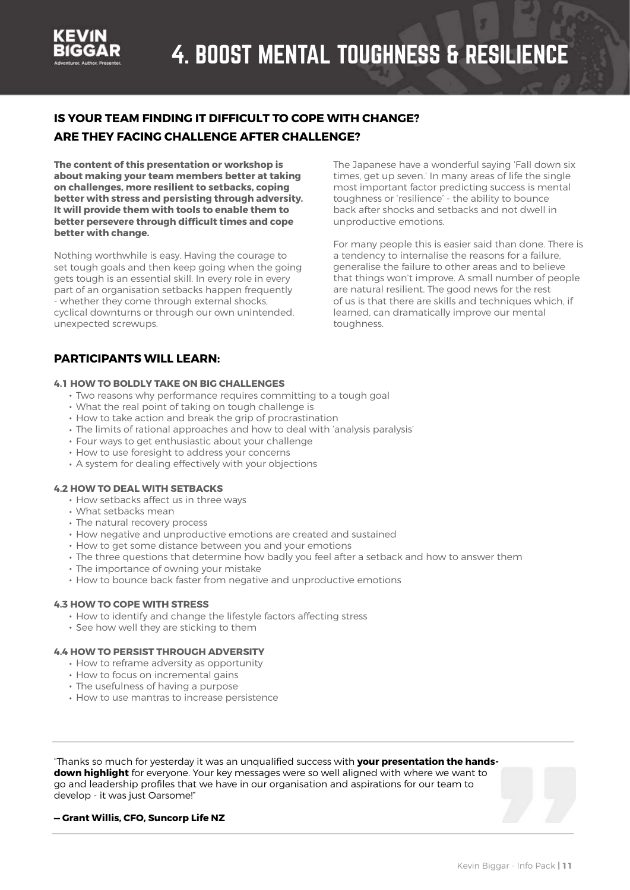# 4. BOOST MENTAL TOUGHNESS & RESILIENCE

## IS YOUR TEAM FINDING IT DIFFICULT TO COPE WITH CHANGE?
## ARE THEY FACING CHALLENGE AFTER CHALLENGE?

**The content of this presentation or workshop is about making your team members better at taking on challenges, more resilient to setbacks, coping better with stress and persisting through adversity. It will provide them with tools to enable them to better persevere through difficult times and cope better with change.**

Nothing worthwhile is easy. Having the courage to set tough goals and then keep going when the going gets tough is an essential skill. In every role in every part of an organisation setbacks happen frequently - whether they come through external shocks, cyclical downturns or through our own unintended, unexpected screwups.

The Japanese have a wonderful saying 'Fall down six times, get up seven.' In many areas of life the single most important factor predicting success is mental toughness or 'resilience' - the ability to bounce back after shocks and setbacks and not dwell in unproductive emotions.

For many people this is easier said than done. There is a tendency to internalise the reasons for a failure, generalise the failure to other areas and to believe that things won't improve. A small number of people are natural resilient. The good news for the rest of us is that there are skills and techniques which, if learned, can dramatically improve our mental toughness.

## PARTICIPANTS WILL LEARN:

### 4.1 HOW TO BOLDLY TAKE ON BIG CHALLENGES

- Two reasons why performance requires committing to a tough goal
- What the real point of taking on tough challenge is
- How to take action and break the grip of procrastination
- The limits of rational approaches and how to deal with 'analysis paralysis'
- Four ways to get enthusiastic about your challenge
- How to use foresight to address your concerns
- A system for dealing effectively with your objections

### 4.2 HOW TO DEAL WITH SETBACKS

- How setbacks affect us in three ways
- What setbacks mean
- The natural recovery process
- How negative and unproductive emotions are created and sustained
- How to get some distance between you and your emotions
- The three questions that determine how badly you feel after a setback and how to answer them
- The importance of owning your mistake
- How to bounce back faster from negative and unproductive emotions

### 4.3 HOW TO COPE WITH STRESS

- How to identify and change the lifestyle factors affecting stress
- See how well they are sticking to them

### 4.4 HOW TO PERSIST THROUGH ADVERSITY

- How to reframe adversity as opportunity
- How to focus on incremental gains
- The usefulness of having a purpose
- How to use mantras to increase persistence

---

"Thanks so much for yesterday it was an unqualified success with **your presentation the hands-down highlight** for everyone. Your key messages were so well aligned with where we want to go and leadership profiles that we have in our organisation and aspirations for our team to develop - it was just Oarsome!"

**— Grant Willis, CFO, Suncorp Life NZ**

---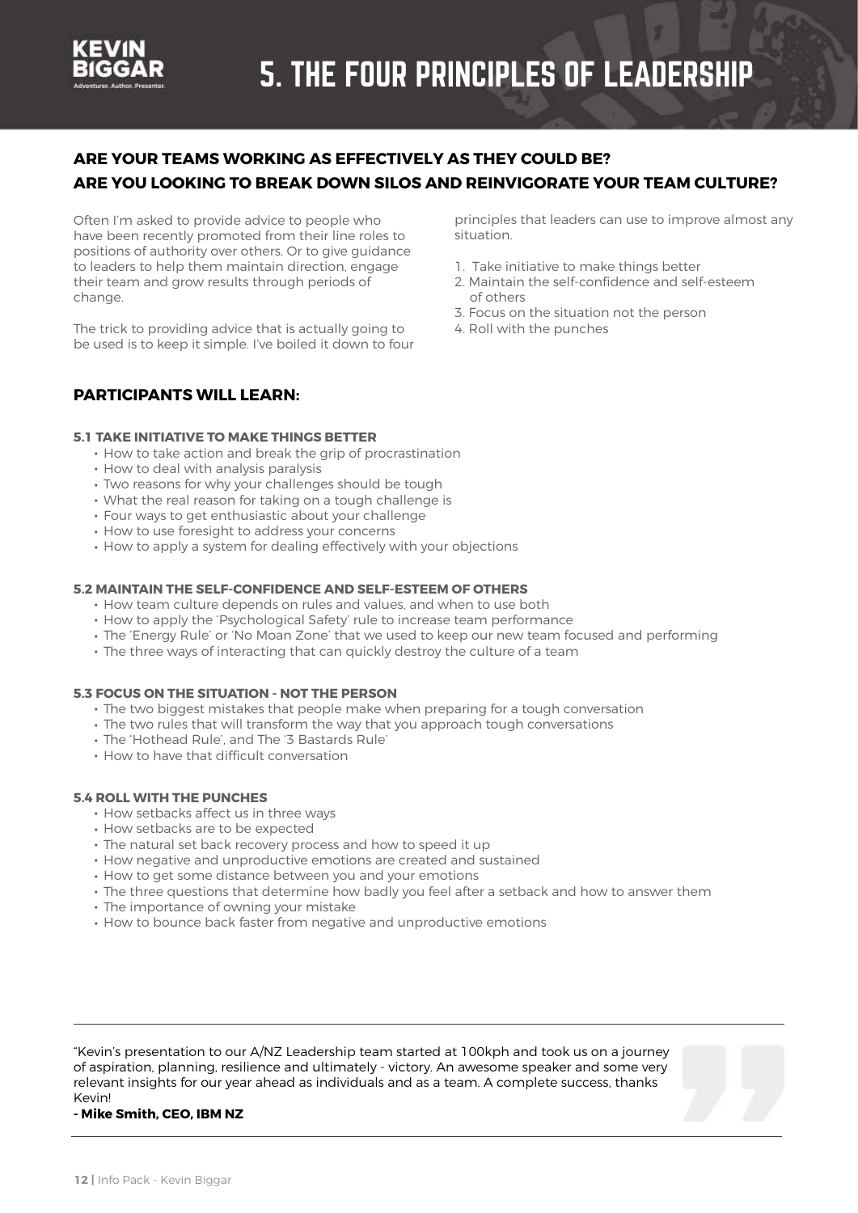# 5. THE FOUR PRINCIPLES OF LEADERSHIP

## ARE YOUR TEAMS WORKING AS EFFECTIVELY AS THEY COULD BE? ARE YOU LOOKING TO BREAK DOWN SILOS AND REINVIGORATE YOUR TEAM CULTURE?

Often I'm asked to provide advice to people who have been recently promoted from their line roles to positions of authority over others. Or to give guidance to leaders to help them maintain direction, engage their team and grow results through periods of change.

The trick to providing advice that is actually going to be used is to keep it simple. I've boiled it down to four principles that leaders can use to improve almost any situation.

1. Take initiative to make things better
2. Maintain the self-confidence and self-esteem of others
3. Focus on the situation not the person
4. Roll with the punches

## PARTICIPANTS WILL LEARN:

### 5.1 TAKE INITIATIVE TO MAKE THINGS BETTER

- How to take action and break the grip of procrastination
- How to deal with analysis paralysis
- Two reasons for why your challenges should be tough
- What the real reason for taking on a tough challenge is
- Four ways to get enthusiastic about your challenge
- How to use foresight to address your concerns
- How to apply a system for dealing effectively with your objections

### 5.2 MAINTAIN THE SELF-CONFIDENCE AND SELF-ESTEEM OF OTHERS

- How team culture depends on rules and values, and when to use both
- How to apply the 'Psychological Safety' rule to increase team performance
- The 'Energy Rule' or 'No Moan Zone' that we used to keep our new team focused and performing
- The three ways of interacting that can quickly destroy the culture of a team

### 5.3 FOCUS ON THE SITUATION - NOT THE PERSON

- The two biggest mistakes that people make when preparing for a tough conversation
- The two rules that will transform the way that you approach tough conversations
- The 'Hothead Rule', and The '3 Bastards Rule'
- How to have that difficult conversation

### 5.4 ROLL WITH THE PUNCHES

- How setbacks affect us in three ways
- How setbacks are to be expected
- The natural set back recovery process and how to speed it up
- How negative and unproductive emotions are created and sustained
- How to get some distance between you and your emotions
- The three questions that determine how badly you feel after a setback and how to answer them
- The importance of owning your mistake
- How to bounce back faster from negative and unproductive emotions

---

"Kevin's presentation to our A/NZ Leadership team started at 100kph and took us on a journey of aspiration, planning, resilience and ultimately - victory. An awesome speaker and some very relevant insights for our year ahead as individuals and as a team. A complete success, thanks Kevin!

**- Mike Smith, CEO, IBM NZ**

---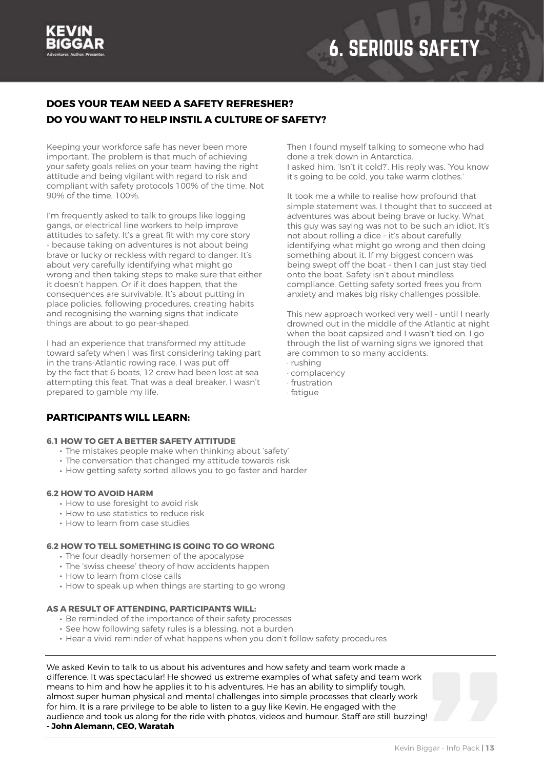# 6. SERIOUS SAFETY

## DOES YOUR TEAM NEED A SAFETY REFRESHER?
## DO YOU WANT TO HELP INSTIL A CULTURE OF SAFETY?

Keeping your workforce safe has never been more important. The problem is that much of achieving your safety goals relies on your team having the right attitude and being vigilant with regard to risk and compliant with safety protocols 100% of the time. Not 90% of the time, 100%.

I'm frequently asked to talk to groups like logging gangs, or electrical line workers to help improve attitudes to safety. It's a great fit with my core story - because taking on adventures is not about being brave or lucky or reckless with regard to danger. It's about very carefully identifying what might go wrong and then taking steps to make sure that either it doesn't happen. Or if it does happen, that the consequences are survivable. It's about putting in place policies, following procedures, creating habits and recognising the warning signs that indicate things are about to go pear-shaped.

I had an experience that transformed my attitude toward safety when I was first considering taking part in the trans-Atlantic rowing race. I was put off by the fact that 6 boats, 12 crew had been lost at sea attempting this feat. That was a deal breaker. I wasn't prepared to gamble my life.

Then I found myself talking to someone who had done a trek down in Antarctica.
I asked him, 'Isn't it cold?'. His reply was, 'You know it's going to be cold, you take warm clothes.'

It took me a while to realise how profound that simple statement was. I thought that to succeed at adventures was about being brave or lucky. What this guy was saying was not to be such an idiot. It's not about rolling a dice - it's about carefully identifying what might go wrong and then doing something about it. If my biggest concern was being swept off the boat - then I can just stay tied onto the boat. Safety isn't about mindless compliance. Getting safety sorted frees you from anxiety and makes big risky challenges possible.

This new approach worked very well - until I nearly drowned out in the middle of the Atlantic at night when the boat capsized and I wasn't tied on. I go through the list of warning signs we ignored that are common to so many accidents.

· rushing
· complacency
· frustration
· fatigue

## PARTICIPANTS WILL LEARN:

#### 6.1 HOW TO GET A BETTER SAFETY ATTITUDE

- The mistakes people make when thinking about 'safety'
- The conversation that changed my attitude towards risk
- How getting safety sorted allows you to go faster and harder

#### 6.2 HOW TO AVOID HARM

- How to use foresight to avoid risk
- How to use statistics to reduce risk
- How to learn from case studies

#### 6.2 HOW TO TELL SOMETHING IS GOING TO GO WRONG

- The four deadly horsemen of the apocalypse
- The 'swiss cheese' theory of how accidents happen
- How to learn from close calls
- How to speak up when things are starting to go wrong

#### AS A RESULT OF ATTENDING, PARTICIPANTS WILL:

- Be reminded of the importance of their safety processes
- See how following safety rules is a blessing, not a burden
- Hear a vivid reminder of what happens when you don't follow safety procedures

---

We asked Kevin to talk to us about his adventures and how safety and team work made a difference. It was spectacular! He showed us extreme examples of what safety and team work means to him and how he applies it to his adventures. He has an ability to simplify tough, almost super human physical and mental challenges into simple processes that clearly work for him. It is a rare privilege to be able to listen to a guy like Kevin. He engaged with the audience and took us along for the ride with photos, videos and humour. Staff are still buzzing!
**- John Alemann, CEO, Waratah**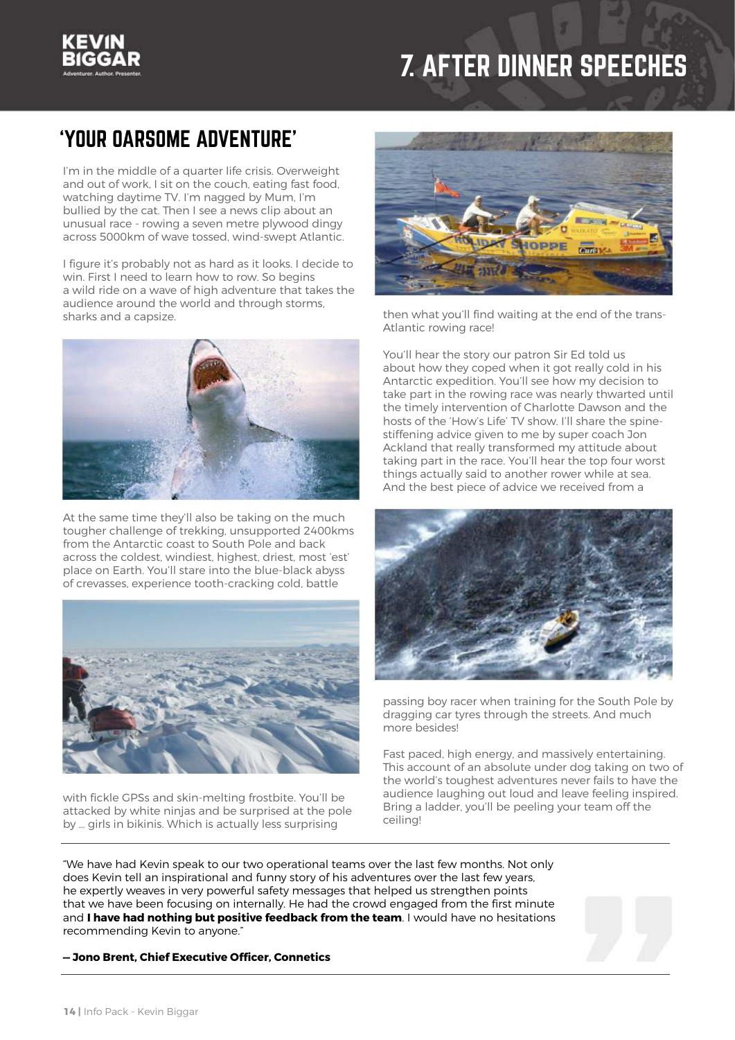# 7. AFTER DINNER SPEECHES

## 'YOUR OARSOME ADVENTURE'

I'm in the middle of a quarter life crisis. Overweight and out of work, I sit on the couch, eating fast food, watching daytime TV. I'm nagged by Mum, I'm bullied by the cat. Then I see a news clip about an unusual race - rowing a seven metre plywood dingy across 5000km of wave tossed, wind-swept Atlantic.

I figure it's probably not as hard as it looks. I decide to win. First I need to learn how to row. So begins a wild ride on a wave of high adventure that takes the audience around the world and through storms, sharks and a capsize.

At the same time they'll also be taking on the much tougher challenge of trekking, unsupported 2400kms from the Antarctic coast to South Pole and back across the coldest, windiest, highest, driest, most 'est' place on Earth. You'll stare into the blue-black abyss of crevasses, experience tooth-cracking cold, battle with fickle GPSs and skin-melting frostbite. You'll be attacked by white ninjas and be surprised at the pole by ... girls in bikinis. Which is actually less surprising then what you'll find waiting at the end of the trans-Atlantic rowing race!

You'll hear the story our patron Sir Ed told us about how they coped when it got really cold in his Antarctic expedition. You'll see how my decision to take part in the rowing race was nearly thwarted until the timely intervention of Charlotte Dawson and the hosts of the 'How's Life' TV show. I'll share the spine-stiffening advice given to me by super coach Jon Ackland that really transformed my attitude about taking part in the race. You'll hear the top four worst things actually said to another rower while at sea. And the best piece of advice we received from a passing boy racer when training for the South Pole by dragging car tyres through the streets. And much more besides!

Fast paced, high energy, and massively entertaining. This account of an absolute under dog taking on two of the world's toughest adventures never fails to have the audience laughing out loud and leave feeling inspired. Bring a ladder, you'll be peeling your team off the ceiling!

---

"We have had Kevin speak to our two operational teams over the last few months. Not only does Kevin tell an inspirational and funny story of his adventures over the last few years, he expertly weaves in very powerful safety messages that helped us strengthen points that we have been focusing on internally. He had the crowd engaged from the first minute and **I have had nothing but positive feedback from the team**. I would have no hesitations recommending Kevin to anyone."

**— Jono Brent, Chief Executive Officer, Connetics**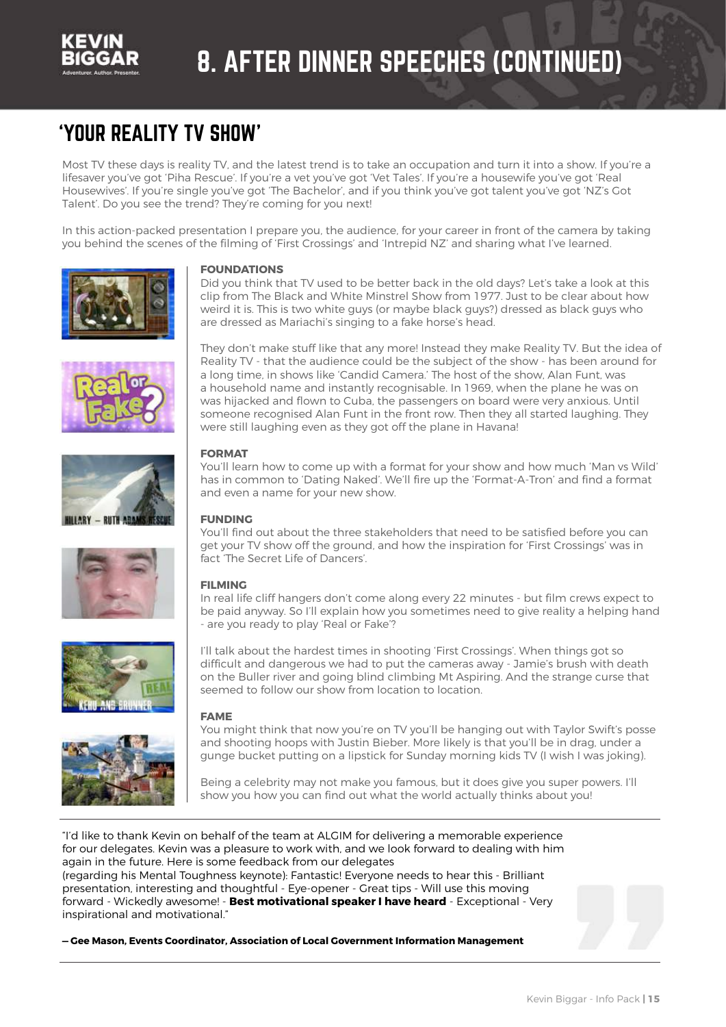# 8. AFTER DINNER SPEECHES (CONTINUED)

## 'YOUR REALITY TV SHOW'

Most TV these days is reality TV, and the latest trend is to take an occupation and turn it into a show. If you're a lifesaver you've got 'Piha Rescue'. If you're a vet you've got 'Vet Tales'. If you're a housewife you've got 'Real Housewives'. If you're single you've got 'The Bachelor', and if you think you've got talent you've got 'NZ's Got Talent'. Do you see the trend? They're coming for you next!

In this action-packed presentation I prepare you, the audience, for your career in front of the camera by taking you behind the scenes of the filming of 'First Crossings' and 'Intrepid NZ' and sharing what I've learned.

**FOUNDATIONS**

Did you think that TV used to be better back in the old days? Let's take a look at this clip from The Black and White Minstrel Show from 1977. Just to be clear about how weird it is. This is two white guys (or maybe black guys?) dressed as black guys who are dressed as Mariachi's singing to a fake horse's head.

They don't make stuff like that any more! Instead they make Reality TV. But the idea of Reality TV - that the audience could be the subject of the show - has been around for a long time, in shows like 'Candid Camera.' The host of the show, Alan Funt, was a household name and instantly recognisable. In 1969, when the plane he was on was hijacked and flown to Cuba, the passengers on board were very anxious. Until someone recognised Alan Funt in the front row. Then they all started laughing. They were still laughing even as they got off the plane in Havana!

**FORMAT**

You'll learn how to come up with a format for your show and how much 'Man vs Wild' has in common to 'Dating Naked'. We'll fire up the 'Format-A-Tron' and find a format and even a name for your new show.

**FUNDING**

You'll find out about the three stakeholders that need to be satisfied before you can get your TV show off the ground, and how the inspiration for 'First Crossings' was in fact 'The Secret Life of Dancers'.

**FILMING**

In real life cliff hangers don't come along every 22 minutes - but film crews expect to be paid anyway. So I'll explain how you sometimes need to give reality a helping hand - are you ready to play 'Real or Fake'?

I'll talk about the hardest times in shooting 'First Crossings'. When things got so difficult and dangerous we had to put the cameras away - Jamie's brush with death on the Buller river and going blind climbing Mt Aspiring. And the strange curse that seemed to follow our show from location to location.

**FAME**

You might think that now you're on TV you'll be hanging out with Taylor Swift's posse and shooting hoops with Justin Bieber. More likely is that you'll be in drag, under a gunge bucket putting on a lipstick for Sunday morning kids TV (I wish I was joking).

Being a celebrity may not make you famous, but it does give you super powers. I'll show you how you can find out what the world actually thinks about you!

---

"I'd like to thank Kevin on behalf of the team at ALGIM for delivering a memorable experience for our delegates. Kevin was a pleasure to work with, and we look forward to dealing with him again in the future. Here is some feedback from our delegates (regarding his Mental Toughness keynote): Fantastic! Everyone needs to hear this - Brilliant presentation, interesting and thoughtful - Eye-opener - Great tips - Will use this moving forward - Wickedly awesome! - **Best motivational speaker I have heard** - Exceptional - Very inspirational and motivational."

**— Gee Mason, Events Coordinator, Association of Local Government Information Management**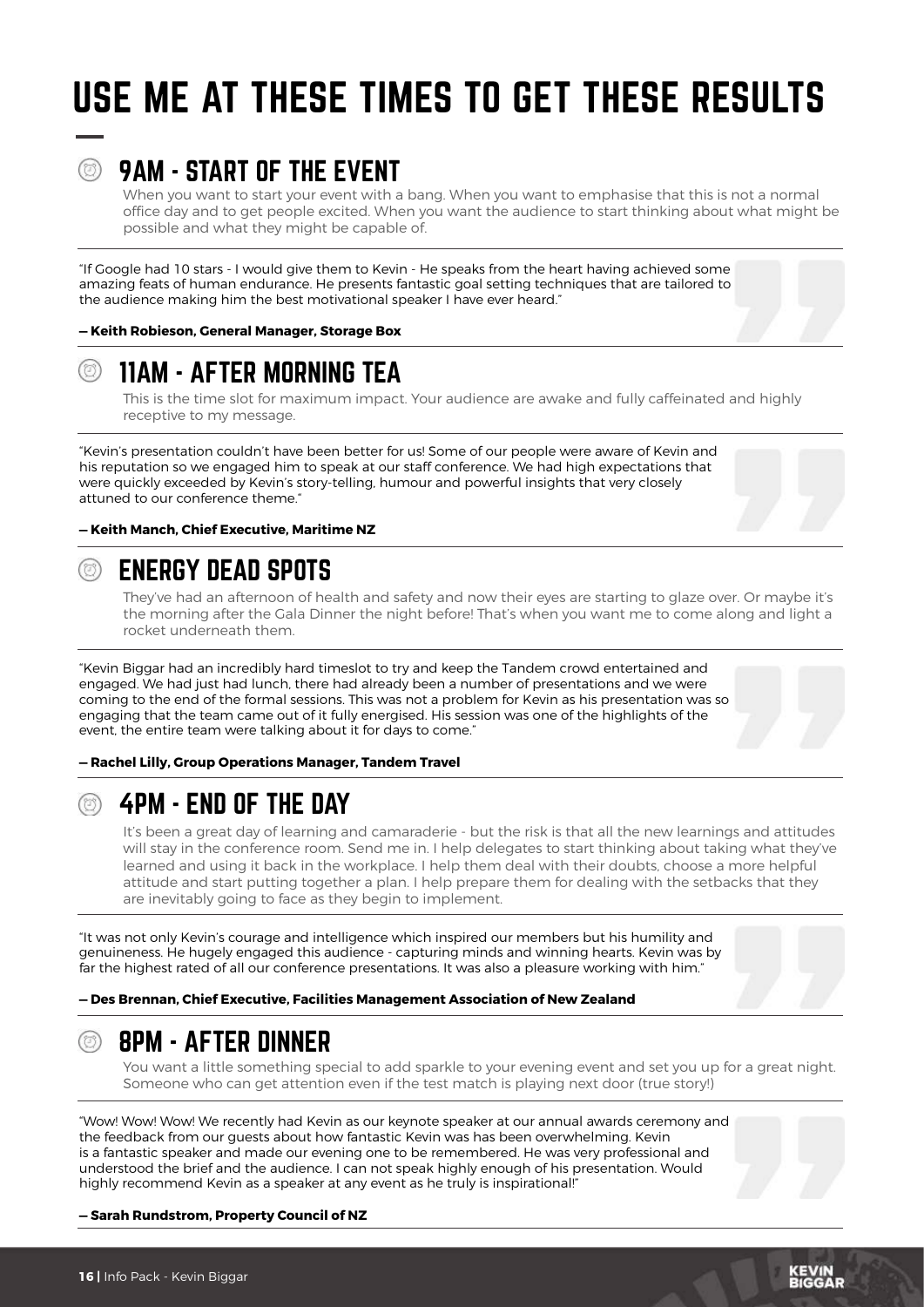# USE ME AT THESE TIMES TO GET THESE RESULTS

## 9AM - START OF THE EVENT

When you want to start your event with a bang. When you want to emphasise that this is not a normal office day and to get people excited. When you want the audience to start thinking about what might be possible and what they might be capable of.

"If Google had 10 stars - I would give them to Kevin - He speaks from the heart having achieved some amazing feats of human endurance. He presents fantastic goal setting techniques that are tailored to the audience making him the best motivational speaker I have ever heard."

**— Keith Robieson, General Manager, Storage Box**

## 11AM - AFTER MORNING TEA

This is the time slot for maximum impact. Your audience are awake and fully caffeinated and highly receptive to my message.

"Kevin's presentation couldn't have been better for us! Some of our people were aware of Kevin and his reputation so we engaged him to speak at our staff conference. We had high expectations that were quickly exceeded by Kevin's story-telling, humour and powerful insights that very closely attuned to our conference theme."

**— Keith Manch, Chief Executive, Maritime NZ**

## ENERGY DEAD SPOTS

They've had an afternoon of health and safety and now their eyes are starting to glaze over. Or maybe it's the morning after the Gala Dinner the night before! That's when you want me to come along and light a rocket underneath them.

"Kevin Biggar had an incredibly hard timeslot to try and keep the Tandem crowd entertained and engaged. We had just had lunch, there had already been a number of presentations and we were coming to the end of the formal sessions. This was not a problem for Kevin as his presentation was so engaging that the team came out of it fully energised. His session was one of the highlights of the event, the entire team were talking about it for days to come."

**— Rachel Lilly, Group Operations Manager, Tandem Travel**

## 4PM - END OF THE DAY

It's been a great day of learning and camaraderie - but the risk is that all the new learnings and attitudes will stay in the conference room. Send me in. I help delegates to start thinking about taking what they've learned and using it back in the workplace. I help them deal with their doubts, choose a more helpful attitude and start putting together a plan. I help prepare them for dealing with the setbacks that they are inevitably going to face as they begin to implement.

"It was not only Kevin's courage and intelligence which inspired our members but his humility and genuineness. He hugely engaged this audience - capturing minds and winning hearts. Kevin was by far the highest rated of all our conference presentations. It was also a pleasure working with him."

**— Des Brennan, Chief Executive, Facilities Management Association of New Zealand**

## 8PM - AFTER DINNER

You want a little something special to add sparkle to your evening event and set you up for a great night. Someone who can get attention even if the test match is playing next door (true story!)

"Wow! Wow! Wow! We recently had Kevin as our keynote speaker at our annual awards ceremony and the feedback from our guests about how fantastic Kevin was has been overwhelming. Kevin is a fantastic speaker and made our evening one to be remembered. He was very professional and understood the brief and the audience. I can not speak highly enough of his presentation. Would highly recommend Kevin as a speaker at any event as he truly is inspirational!"

**— Sarah Rundstrom, Property Council of NZ**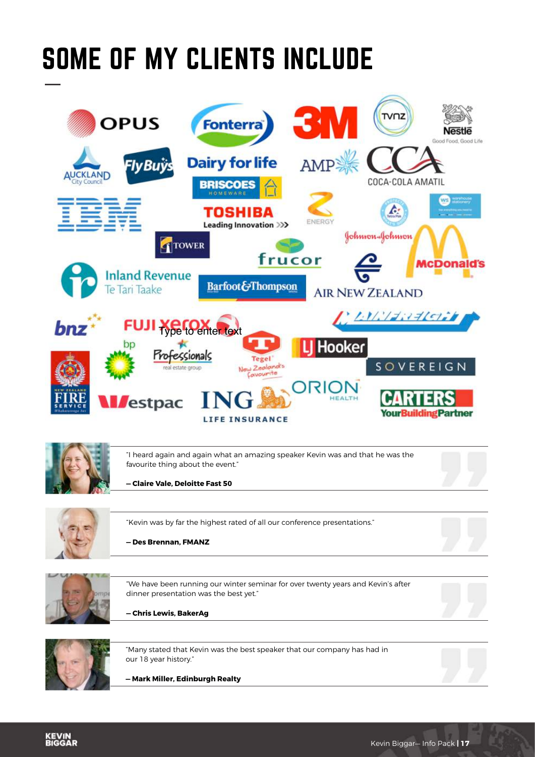# SOME OF MY CLIENTS INCLUDE

Type to enter text

"I heard again and again what an amazing speaker Kevin was and that he was the favourite thing about the event."

**– Claire Vale, Deloitte Fast 50**

"Kevin was by far the highest rated of all our conference presentations."

**– Des Brennan, FMANZ**

"We have been running our winter seminar for over twenty years and Kevin's after dinner presentation was the best yet."

**– Chris Lewis, BakerAg**

"Many stated that Kevin was the best speaker that our company has had in our 18 year history."

**– Mark Miller, Edinburgh Realty**